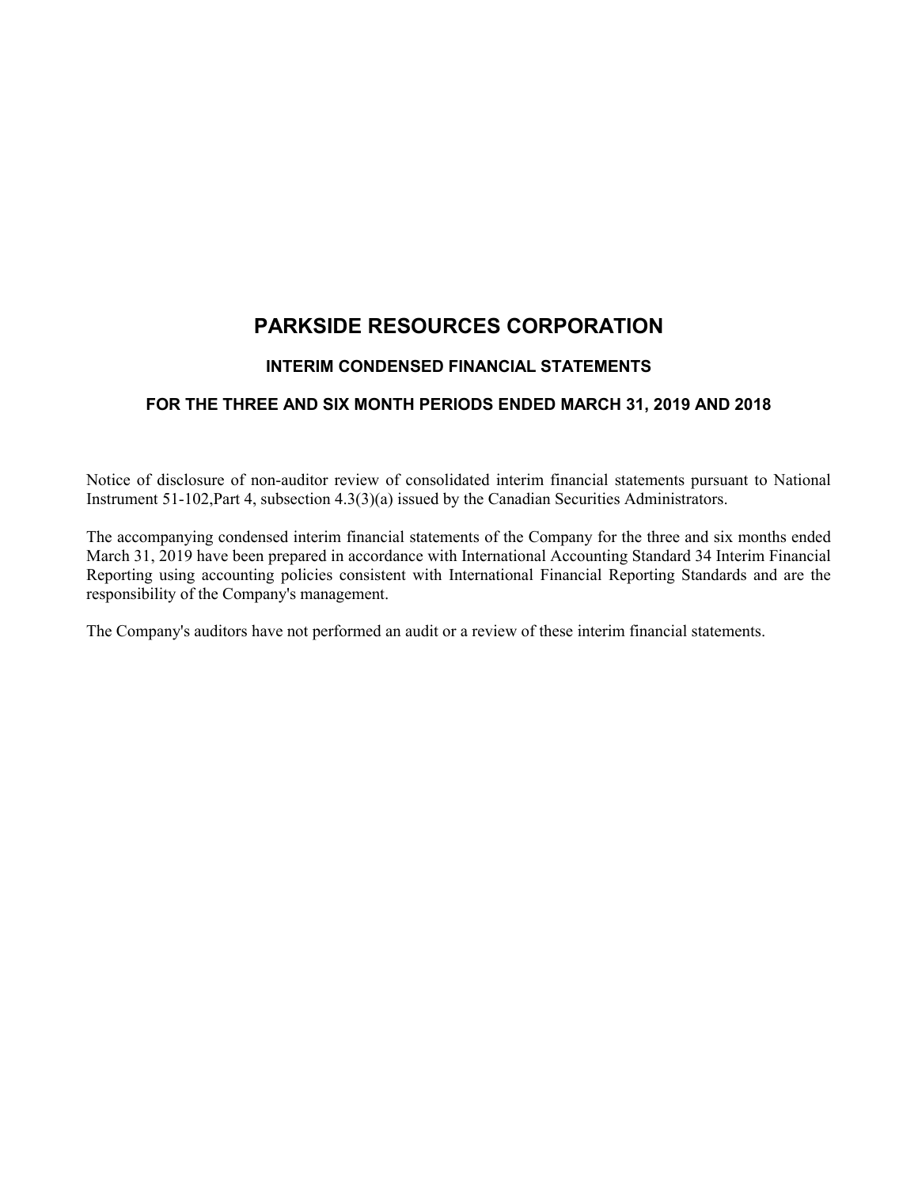# PARKSIDE RESOURCES CORPORATION

## INTERIM CONDENSED FINANCIAL STATEMENTS

### FOR THE THREE AND SIX MONTH PERIODS ENDED MARCH 31, 2019 AND 2018

Notice of disclosure of non-auditor review of consolidated interim financial statements pursuant to National Instrument 51-102,Part 4, subsection 4.3(3)(a) issued by the Canadian Securities Administrators.

The accompanying condensed interim financial statements of the Company for the three and six months ended March 31, 2019 have been prepared in accordance with International Accounting Standard 34 Interim Financial Reporting using accounting policies consistent with International Financial Reporting Standards and are the responsibility of the Company's management.

The Company's auditors have not performed an audit or a review of these interim financial statements.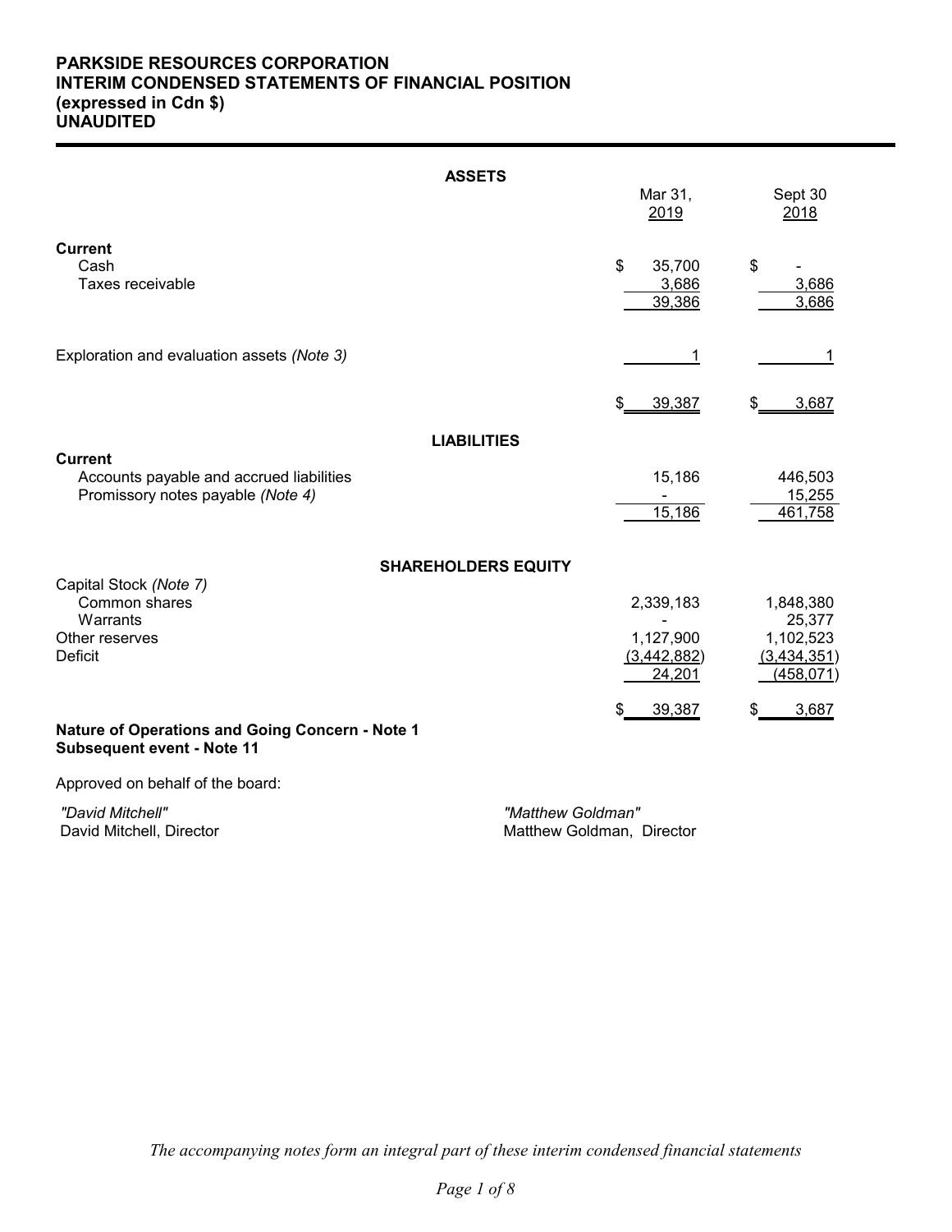**PARKSIDE RESOURCES CORPORATION**
**INTERIM CONDENSED STATEMENTS OF FINANCIAL POSITION**
**(expressed in Cdn $)**
**UNAUDITED**

| | Mar 31, 2019 | Sept 30 2018 |
|---|---|---|
| **ASSETS** | | |
| **Current** | | |
| Cash | $ 35,700 | $ - |
| Taxes receivable | 3,686 | 3,686 |
| | 39,386 | 3,686 |
| Exploration and evaluation assets *(Note 3)* | 1 | 1 |
| | $ 39,387 | $ 3,687 |
| **LIABILITIES** | | |
| **Current** | | |
| Accounts payable and accrued liabilities | 15,186 | 446,503 |
| Promissory notes payable *(Note 4)* | - | 15,255 |
| | 15,186 | 461,758 |
| **SHAREHOLDERS EQUITY** | | |
| Capital Stock *(Note 7)* | | |
| Common shares | 2,339,183 | 1,848,380 |
| Warrants | - | 25,377 |
| Other reserves | 1,127,900 | 1,102,523 |
| Deficit | (3,442,882) | (3,434,351) |
| | 24,201 | (458,071) |
| | $ 39,387 | $ 3,687 |

**Nature of Operations and Going Concern - Note 1**
**Subsequent event - Note 11**

Approved on behalf of the board:

*"David Mitchell"*
David Mitchell, Director

*"Matthew Goldman"*
Matthew Goldman, Director

*The accompanying notes form an integral part of these interim condensed financial statements*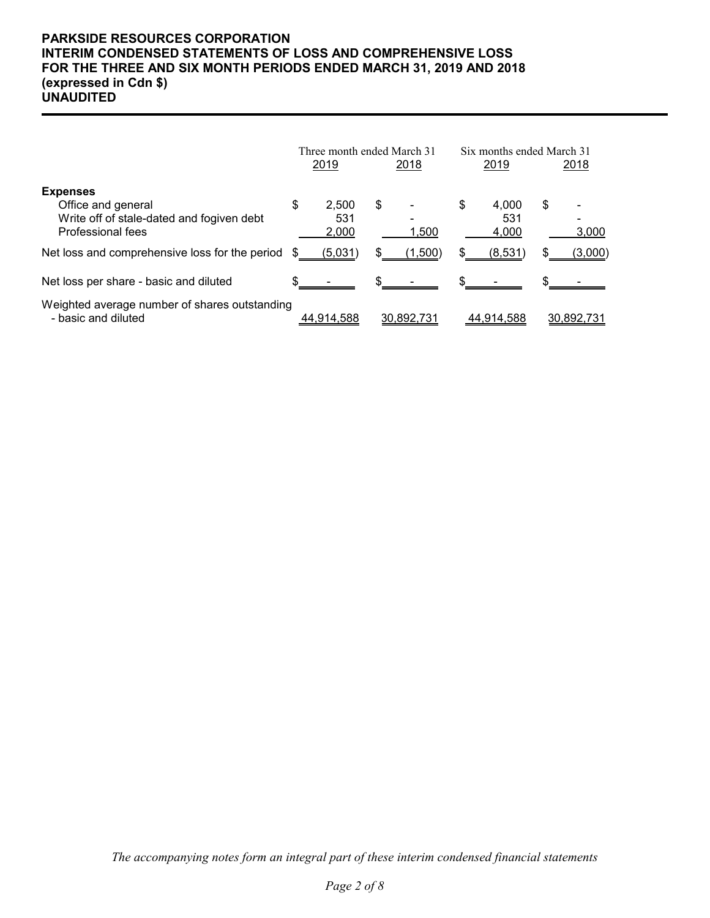**PARKSIDE RESOURCES CORPORATION**
**INTERIM CONDENSED STATEMENTS OF LOSS AND COMPREHENSIVE LOSS**
**FOR THE THREE AND SIX MONTH PERIODS ENDED MARCH 31, 2019 AND 2018**
**(expressed in Cdn $)**
**UNAUDITED**

| | Three month ended March 31 | | Six months ended March 31 | |
|---|---|---|---|---|
| | 2019 | 2018 | 2019 | 2018 |
| **Expenses** | | | | |
| Office and general | $ 2,500 | $ - | $ 4,000 | $ - |
| Write off of stale-dated and fogiven debt | 531 | - | 531 | - |
| Professional fees | 2,000 | 1,500 | 4,000 | 3,000 |
| Net loss and comprehensive loss for the period | $ (5,031) | $ (1,500) | $ (8,531) | $ (3,000) |
| Net loss per share - basic and diluted | $ - | $ - | $ - | $ - |
| Weighted average number of shares outstanding - basic and diluted | 44,914,588 | 30,892,731 | 44,914,588 | 30,892,731 |

*The accompanying notes form an integral part of these interim condensed financial statements*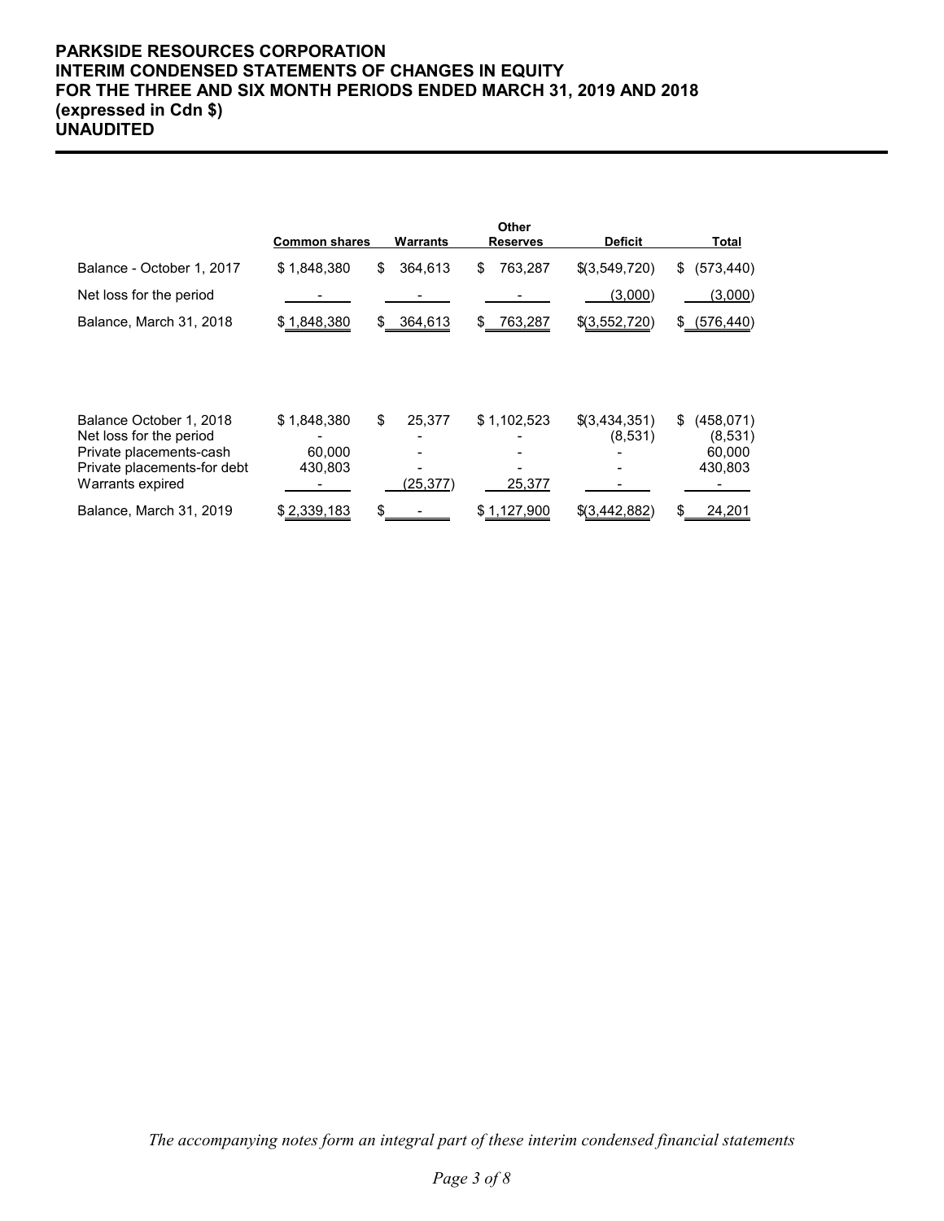# PARKSIDE RESOURCES CORPORATION
## INTERIM CONDENSED STATEMENTS OF CHANGES IN EQUITY
## FOR THE THREE AND SIX MONTH PERIODS ENDED MARCH 31, 2019 AND 2018
## (expressed in Cdn $)
## UNAUDITED

| | Common shares | Warrants | Other Reserves | Deficit | Total |
|---|---|---|---|---|---|
| Balance - October 1, 2017 | $ 1,848,380 | $ 364,613 | $ 763,287 | $(3,549,720) | $ (573,440) |
| Net loss for the period | - | - | - | (3,000) | (3,000) |
| Balance, March 31, 2018 | $ 1,848,380 | $ 364,613 | $ 763,287 | $(3,552,720) | $ (576,440) |
| | | | | | |
| Balance October 1, 2018 | $ 1,848,380 | $ 25,377 | $ 1,102,523 | $(3,434,351) | $ (458,071) |
| Net loss for the period | - | - | - | (8,531) | (8,531) |
| Private placements-cash | 60,000 | - | - | - | 60,000 |
| Private placements-for debt | 430,803 | - | - | - | 430,803 |
| Warrants expired | - | (25,377) | 25,377 | - | - |
| Balance, March 31, 2019 | $ 2,339,183 | $ - | $ 1,127,900 | $(3,442,882) | $ 24,201 |

*The accompanying notes form an integral part of these interim condensed financial statements*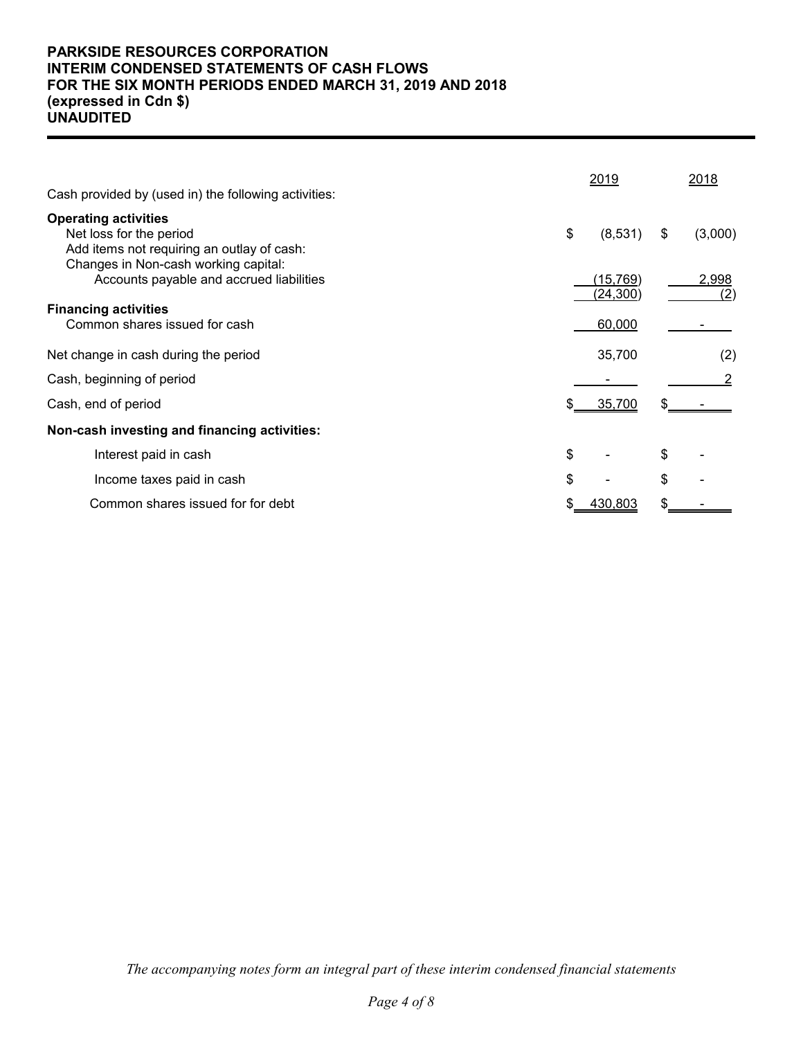**PARKSIDE RESOURCES CORPORATION**
**INTERIM CONDENSED STATEMENTS OF CASH FLOWS**
**FOR THE SIX MONTH PERIODS ENDED MARCH 31, 2019 AND 2018**
**(expressed in Cdn $)**
**UNAUDITED**

| | 2019 | 2018 |
|---|---|---|
| Cash provided by (used in) the following activities: | | |
| **Operating activities** | | |
| Net loss for the period | $ (8,531) | $ (3,000) |
| Add items not requiring an outlay of cash: | | |
| Changes in Non-cash working capital: | | |
| Accounts payable and accrued liabilities | (15,769) | 2,998 |
| | (24,300) | (2) |
| **Financing activities** | | |
| Common shares issued for cash | 60,000 | - |
| Net change in cash during the period | 35,700 | (2) |
| Cash, beginning of period | - | 2 |
| Cash, end of period | $ 35,700 | $ - |
| **Non-cash investing and financing activities:** | | |
| Interest paid in cash | $ - | $ - |
| Income taxes paid in cash | $ - | $ - |
| Common shares issued for for debt | $ 430,803 | $ - |

*The accompanying notes form an integral part of these interim condensed financial statements*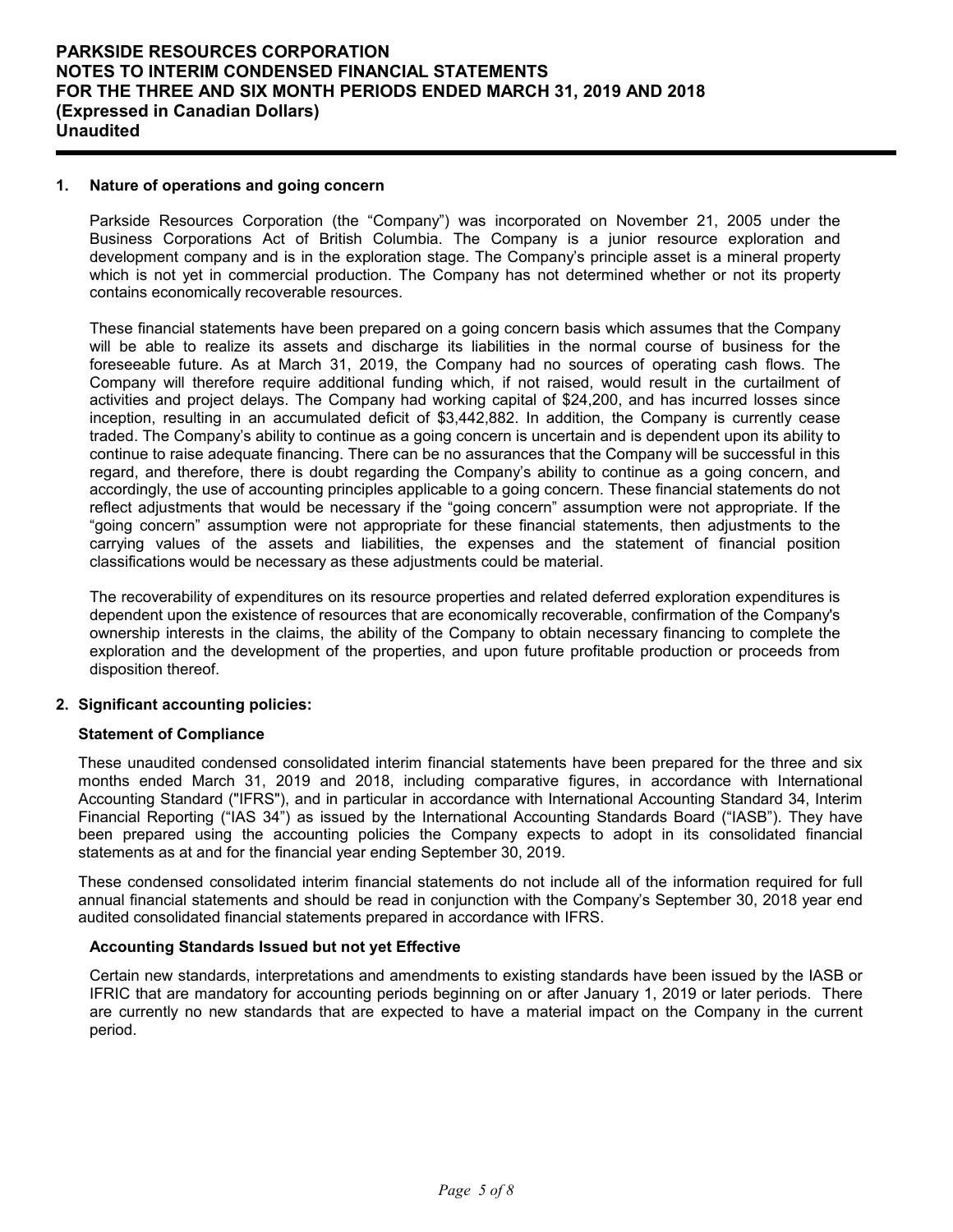## 1. Nature of operations and going concern

Parkside Resources Corporation (the "Company") was incorporated on November 21, 2005 under the Business Corporations Act of British Columbia. The Company is a junior resource exploration and development company and is in the exploration stage. The Company's principle asset is a mineral property which is not yet in commercial production. The Company has not determined whether or not its property contains economically recoverable resources.

These financial statements have been prepared on a going concern basis which assumes that the Company will be able to realize its assets and discharge its liabilities in the normal course of business for the foreseeable future. As at March 31, 2019, the Company had no sources of operating cash flows. The Company will therefore require additional funding which, if not raised, would result in the curtailment of activities and project delays. The Company had working capital of $24,200, and has incurred losses since inception, resulting in an accumulated deficit of $3,442,882. In addition, the Company is currently cease traded. The Company's ability to continue as a going concern is uncertain and is dependent upon its ability to continue to raise adequate financing. There can be no assurances that the Company will be successful in this regard, and therefore, there is doubt regarding the Company's ability to continue as a going concern, and accordingly, the use of accounting principles applicable to a going concern. These financial statements do not reflect adjustments that would be necessary if the "going concern" assumption were not appropriate. If the "going concern" assumption were not appropriate for these financial statements, then adjustments to the carrying values of the assets and liabilities, the expenses and the statement of financial position classifications would be necessary as these adjustments could be material.

The recoverability of expenditures on its resource properties and related deferred exploration expenditures is dependent upon the existence of resources that are economically recoverable, confirmation of the Company's ownership interests in the claims, the ability of the Company to obtain necessary financing to complete the exploration and the development of the properties, and upon future profitable production or proceeds from disposition thereof.

## 2. Significant accounting policies:

### Statement of Compliance

These unaudited condensed consolidated interim financial statements have been prepared for the three and six months ended March 31, 2019 and 2018, including comparative figures, in accordance with International Accounting Standard ("IFRS"), and in particular in accordance with International Accounting Standard 34, Interim Financial Reporting ("IAS 34") as issued by the International Accounting Standards Board ("IASB"). They have been prepared using the accounting policies the Company expects to adopt in its consolidated financial statements as at and for the financial year ending September 30, 2019.

These condensed consolidated interim financial statements do not include all of the information required for full annual financial statements and should be read in conjunction with the Company's September 30, 2018 year end audited consolidated financial statements prepared in accordance with IFRS.

### Accounting Standards Issued but not yet Effective

Certain new standards, interpretations and amendments to existing standards have been issued by the IASB or IFRIC that are mandatory for accounting periods beginning on or after January 1, 2019 or later periods. There are currently no new standards that are expected to have a material impact on the Company in the current period.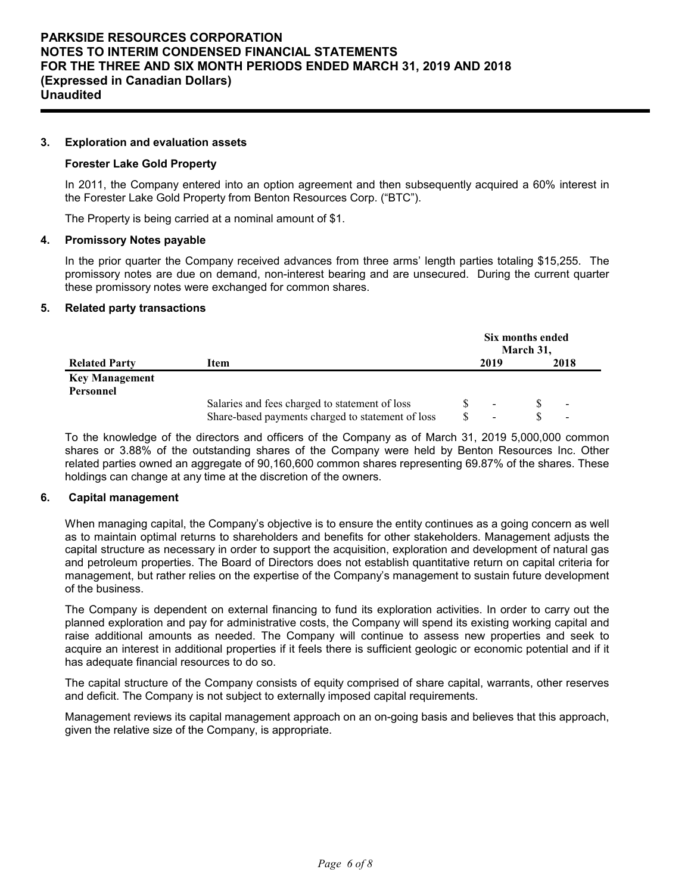### 3. Exploration and evaluation assets

**Forester Lake Gold Property**

In 2011, the Company entered into an option agreement and then subsequently acquired a 60% interest in the Forester Lake Gold Property from Benton Resources Corp. ("BTC").

The Property is being carried at a nominal amount of $1.

### 4. Promissory Notes payable

In the prior quarter the Company received advances from three arms' length parties totaling $15,255. The promissory notes are due on demand, non-interest bearing and are unsecured. During the current quarter these promissory notes were exchanged for common shares.

### 5. Related party transactions

| | | Six months ended March 31, | |
|---|---|---|---|
| **Related Party** | **Item** | **2019** | **2018** |
| **Key Management Personnel** | | | |
| | Salaries and fees charged to statement of loss | $ - | $ - |
| | Share-based payments charged to statement of loss | $ - | $ - |

To the knowledge of the directors and officers of the Company as of March 31, 2019 5,000,000 common shares or 3.88% of the outstanding shares of the Company were held by Benton Resources Inc. Other related parties owned an aggregate of 90,160,600 common shares representing 69.87% of the shares. These holdings can change at any time at the discretion of the owners.

### 6. Capital management

When managing capital, the Company's objective is to ensure the entity continues as a going concern as well as to maintain optimal returns to shareholders and benefits for other stakeholders. Management adjusts the capital structure as necessary in order to support the acquisition, exploration and development of natural gas and petroleum properties. The Board of Directors does not establish quantitative return on capital criteria for management, but rather relies on the expertise of the Company's management to sustain future development of the business.

The Company is dependent on external financing to fund its exploration activities. In order to carry out the planned exploration and pay for administrative costs, the Company will spend its existing working capital and raise additional amounts as needed. The Company will continue to assess new properties and seek to acquire an interest in additional properties if it feels there is sufficient geologic or economic potential and if it has adequate financial resources to do so.

The capital structure of the Company consists of equity comprised of share capital, warrants, other reserves and deficit. The Company is not subject to externally imposed capital requirements.

Management reviews its capital management approach on an on-going basis and believes that this approach, given the relative size of the Company, is appropriate.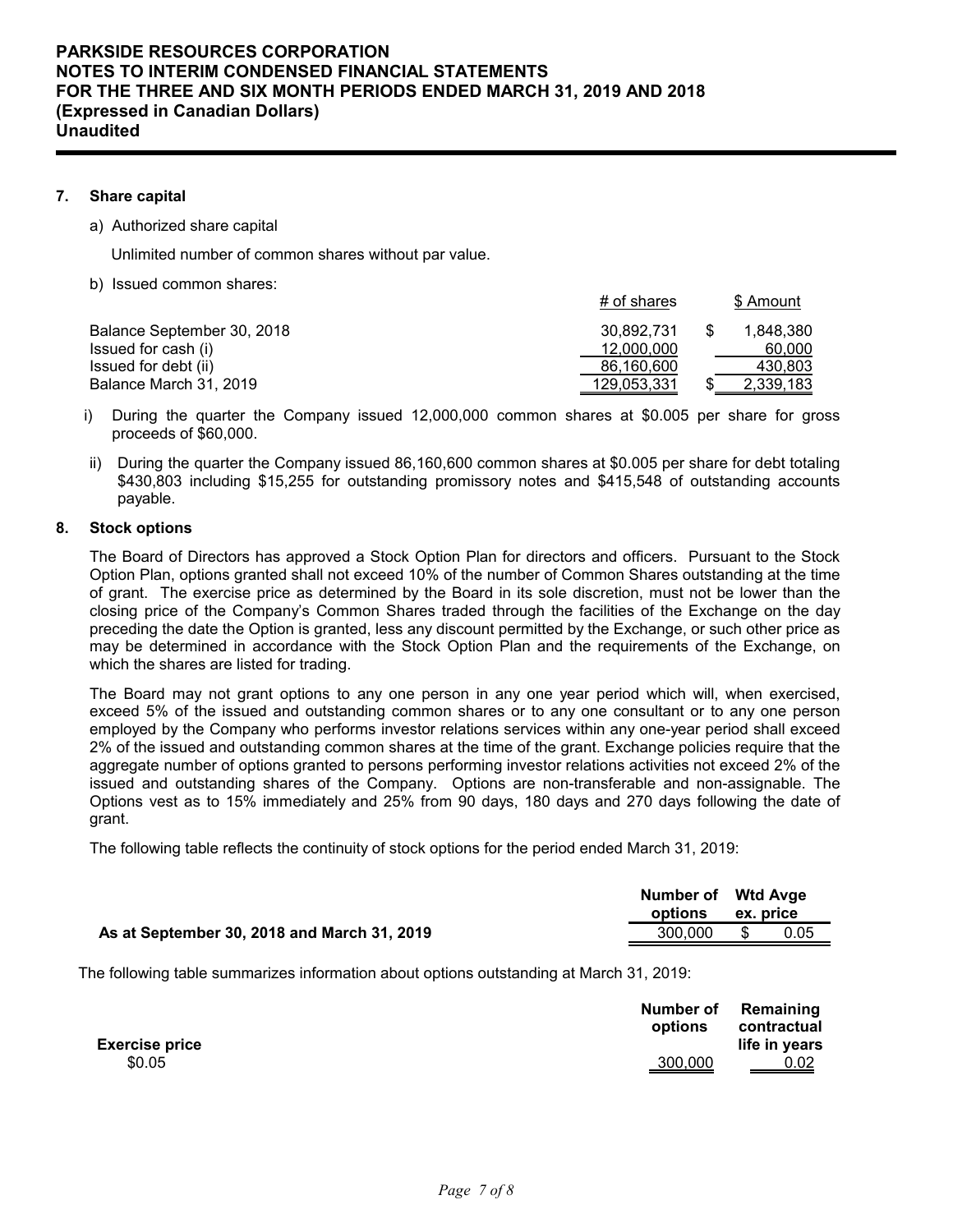## 7. Share capital

a) Authorized share capital

Unlimited number of common shares without par value.

b) Issued common shares:

| | # of shares | $ Amount |
|---|---|---|
| Balance September 30, 2018 | 30,892,731 | $ 1,848,380 |
| Issued for cash (i) | 12,000,000 | 60,000 |
| Issued for debt (ii) | 86,160,600 | 430,803 |
| Balance March 31, 2019 | 129,053,331 | $ 2,339,183 |

i) During the quarter the Company issued 12,000,000 common shares at $0.005 per share for gross proceeds of $60,000.

ii) During the quarter the Company issued 86,160,600 common shares at $0.005 per share for debt totaling $430,803 including $15,255 for outstanding promissory notes and $415,548 of outstanding accounts payable.

## 8. Stock options

The Board of Directors has approved a Stock Option Plan for directors and officers. Pursuant to the Stock Option Plan, options granted shall not exceed 10% of the number of Common Shares outstanding at the time of grant. The exercise price as determined by the Board in its sole discretion, must not be lower than the closing price of the Company's Common Shares traded through the facilities of the Exchange on the day preceding the date the Option is granted, less any discount permitted by the Exchange, or such other price as may be determined in accordance with the Stock Option Plan and the requirements of the Exchange, on which the shares are listed for trading.

The Board may not grant options to any one person in any one year period which will, when exercised, exceed 5% of the issued and outstanding common shares or to any one consultant or to any one person employed by the Company who performs investor relations services within any one-year period shall exceed 2% of the issued and outstanding common shares at the time of the grant. Exchange policies require that the aggregate number of options granted to persons performing investor relations activities not exceed 2% of the issued and outstanding shares of the Company. Options are non-transferable and non-assignable. The Options vest as to 15% immediately and 25% from 90 days, 180 days and 270 days following the date of grant.

The following table reflects the continuity of stock options for the period ended March 31, 2019:

| | Number of options | Wtd Avge ex. price |
|---|---|---|
| **As at September 30, 2018 and March 31, 2019** | 300,000 | $ 0.05 |

The following table summarizes information about options outstanding at March 31, 2019:

| Exercise price | Number of options | Remaining contractual life in years |
|---|---|---|
| $0.05 | 300,000 | 0.02 |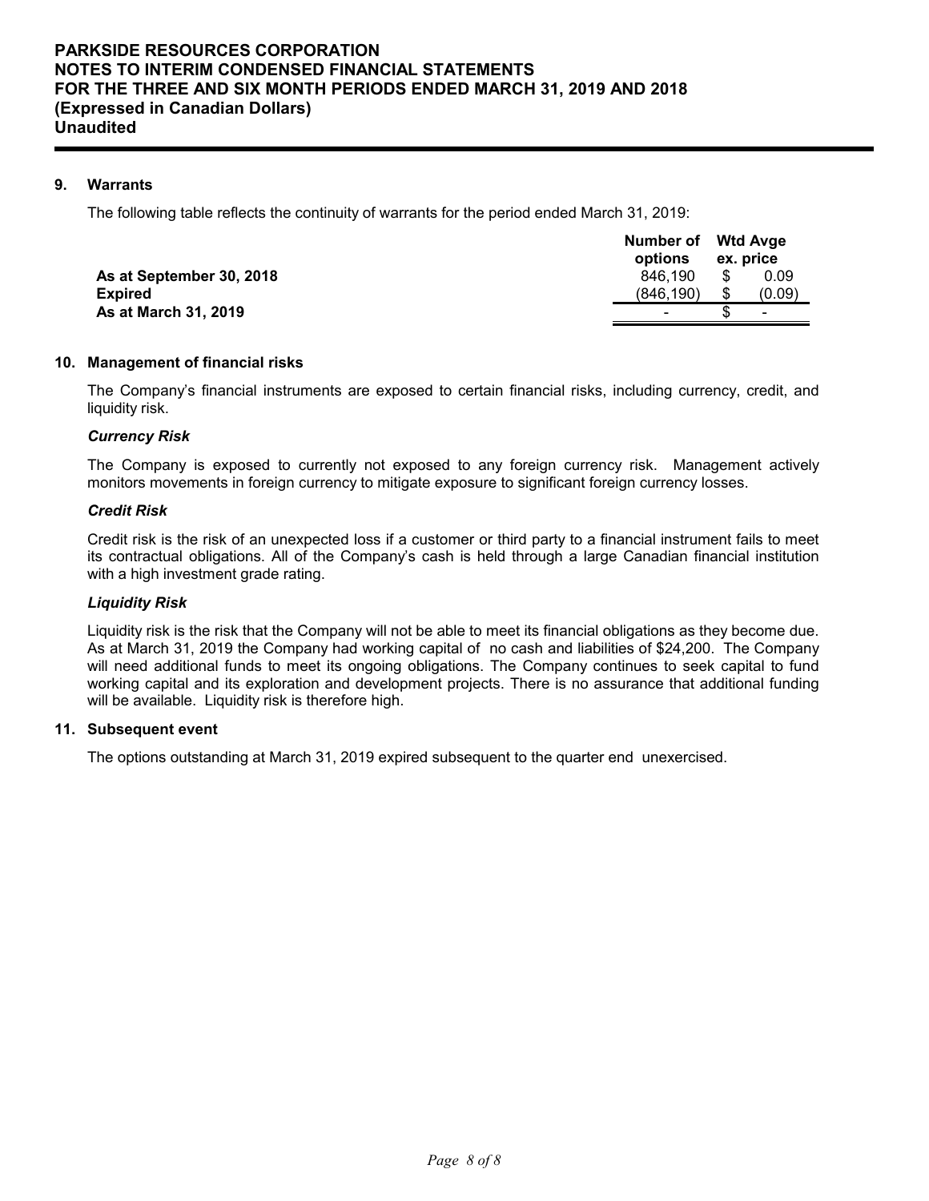## 9. Warrants

The following table reflects the continuity of warrants for the period ended March 31, 2019:

| | Number of options | Wtd Avge ex. price |
|---|---|---|
| **As at September 30, 2018** | 846,190 | $ 0.09 |
| **Expired** | (846,190) | $ (0.09) |
| **As at March 31, 2019** | - | $ - |

## 10. Management of financial risks

The Company's financial instruments are exposed to certain financial risks, including currency, credit, and liquidity risk.

***Currency Risk***

The Company is exposed to currently not exposed to any foreign currency risk. Management actively monitors movements in foreign currency to mitigate exposure to significant foreign currency losses.

***Credit Risk***

Credit risk is the risk of an unexpected loss if a customer or third party to a financial instrument fails to meet its contractual obligations. All of the Company's cash is held through a large Canadian financial institution with a high investment grade rating.

***Liquidity Risk***

Liquidity risk is the risk that the Company will not be able to meet its financial obligations as they become due. As at March 31, 2019 the Company had working capital of no cash and liabilities of $24,200. The Company will need additional funds to meet its ongoing obligations. The Company continues to seek capital to fund working capital and its exploration and development projects. There is no assurance that additional funding will be available. Liquidity risk is therefore high.

## 11. Subsequent event

The options outstanding at March 31, 2019 expired subsequent to the quarter end unexercised.